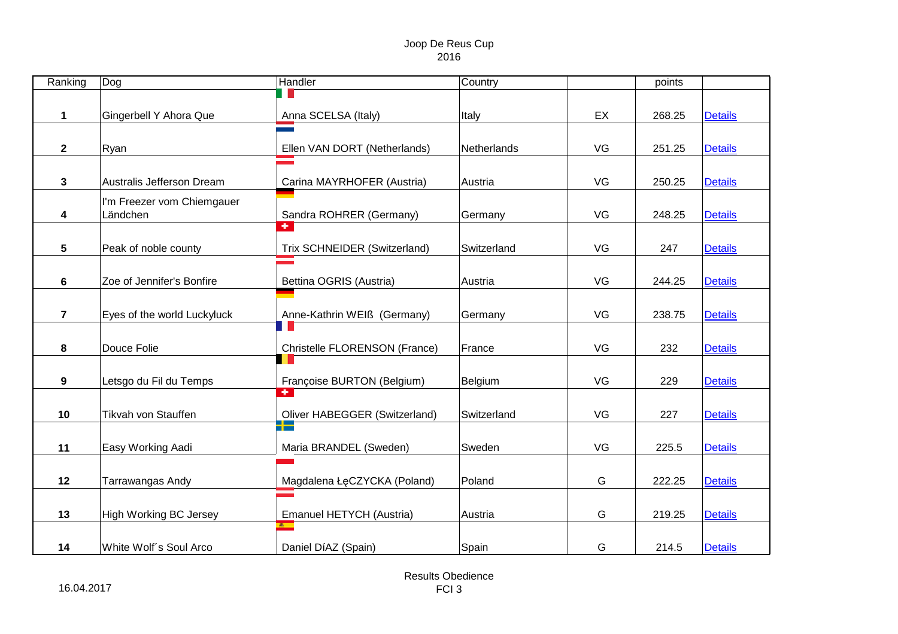# Joop De Reus Cup
## 2016

| Ranking | Dog | Handler | Country | | points | |
|---|---|---|---|---|---|---|
| **1** | Gingerbell Y Ahora Que | Anna SCELSA (Italy) | Italy | EX | 268.25 | Details |
| **2** | Ryan | Ellen VAN DORT (Netherlands) | Netherlands | VG | 251.25 | Details |
| **3** | Australis Jefferson Dream | Carina MAYRHOFER (Austria) | Austria | VG | 250.25 | Details |
| **4** | I'm Freezer vom Chiemgauer Ländchen | Sandra ROHRER (Germany) | Germany | VG | 248.25 | Details |
| **5** | Peak of noble county | Trix SCHNEIDER (Switzerland) | Switzerland | VG | 247 | Details |
| **6** | Zoe of Jennifer's Bonfire | Bettina OGRIS (Austria) | Austria | VG | 244.25 | Details |
| **7** | Eyes of the world Luckyluck | Anne-Kathrin WEIß (Germany) | Germany | VG | 238.75 | Details |
| **8** | Douce Folie | Christelle FLORENSON (France) | France | VG | 232 | Details |
| **9** | Letsgo du Fil du Temps | Françoise BURTON (Belgium) | Belgium | VG | 229 | Details |
| **10** | Tikvah von Stauffen | Oliver HABEGGER (Switzerland) | Switzerland | VG | 227 | Details |
| **11** | Easy Working Aadi | Maria BRANDEL (Sweden) | Sweden | VG | 225.5 | Details |
| **12** | Tarrawangas Andy | Magdalena ŁęCZYCKA (Poland) | Poland | G | 222.25 | Details |
| **13** | High Working BC Jersey | Emanuel HETYCH (Austria) | Austria | G | 219.25 | Details |
| **14** | White Wolf´s Soul Arco | Daniel DíAZ (Spain) | Spain | G | 214.5 | Details |

16.04.2017

Results Obedience
FCI 3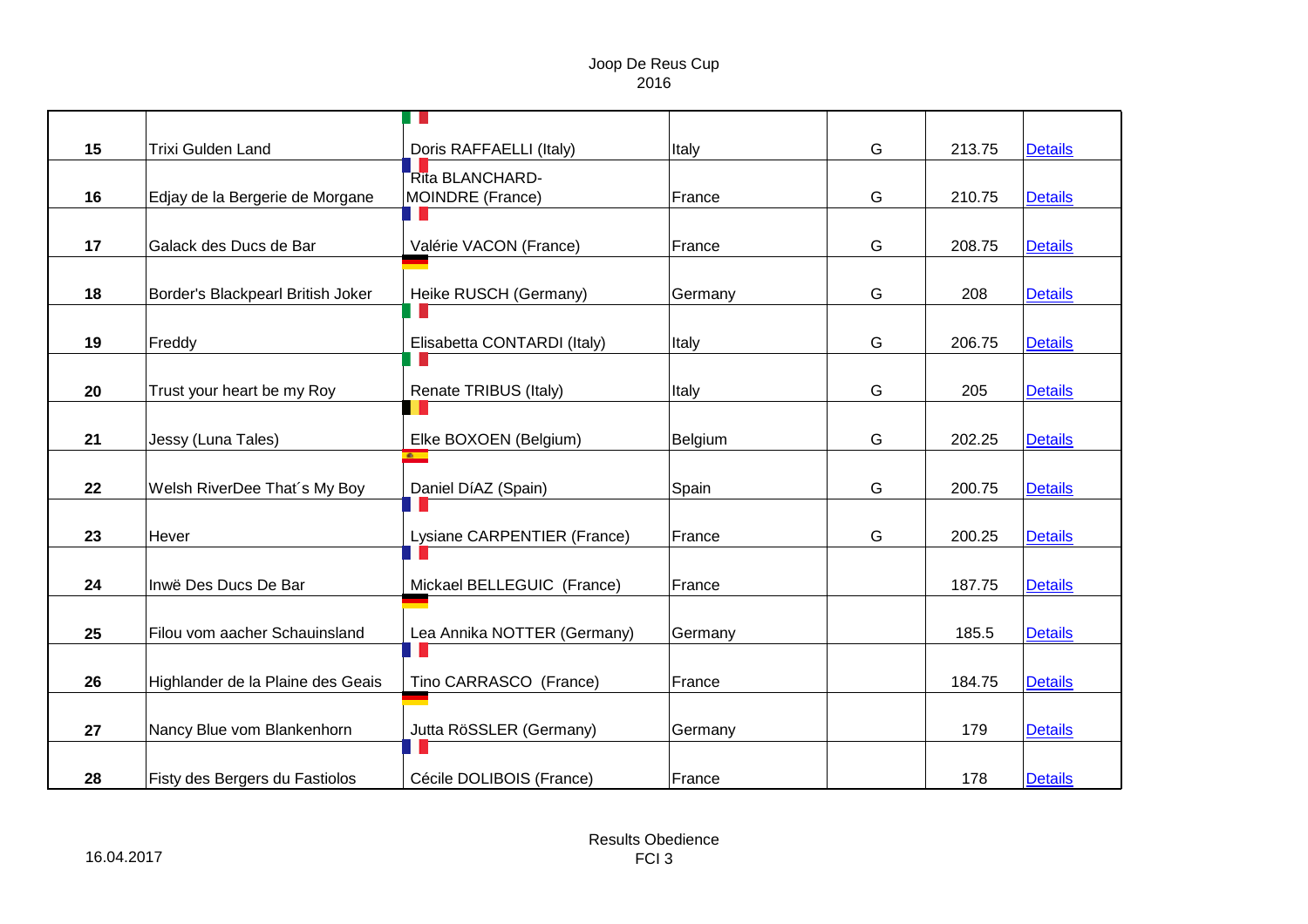Joop De Reus Cup
2016

| | | | | | | |
|---|---|---|---|---|---|---|
| 15 | Trixi Gulden Land | Doris RAFFAELLI (Italy) | Italy | G | 213.75 | Details |
| 16 | Edjay de la Bergerie de Morgane | Rita BLANCHARD-MOINDRE (France) | France | G | 210.75 | Details |
| 17 | Galack des Ducs de Bar | Valérie VACON (France) | France | G | 208.75 | Details |
| 18 | Border's Blackpearl British Joker | Heike RUSCH (Germany) | Germany | G | 208 | Details |
| 19 | Freddy | Elisabetta CONTARDI (Italy) | Italy | G | 206.75 | Details |
| 20 | Trust your heart be my Roy | Renate TRIBUS (Italy) | Italy | G | 205 | Details |
| 21 | Jessy (Luna Tales) | Elke BOXOEN (Belgium) | Belgium | G | 202.25 | Details |
| 22 | Welsh RiverDee That´s My Boy | Daniel DíAZ (Spain) | Spain | G | 200.75 | Details |
| 23 | Hever | Lysiane CARPENTIER (France) | France | G | 200.25 | Details |
| 24 | Inwë Des Ducs De Bar | Mickael BELLEGUIC (France) | France | | 187.75 | Details |
| 25 | Filou vom aacher Schauinsland | Lea Annika NOTTER (Germany) | Germany | | 185.5 | Details |
| 26 | Highlander de la Plaine des Geais | Tino CARRASCO (France) | France | | 184.75 | Details |
| 27 | Nancy Blue vom Blankenhorn | Jutta RöSSLER (Germany) | Germany | | 179 | Details |
| 28 | Fisty des Bergers du Fastiolos | Cécile DOLIBOIS (France) | France | | 178 | Details |

16.04.2017

Results Obedience
FCI 3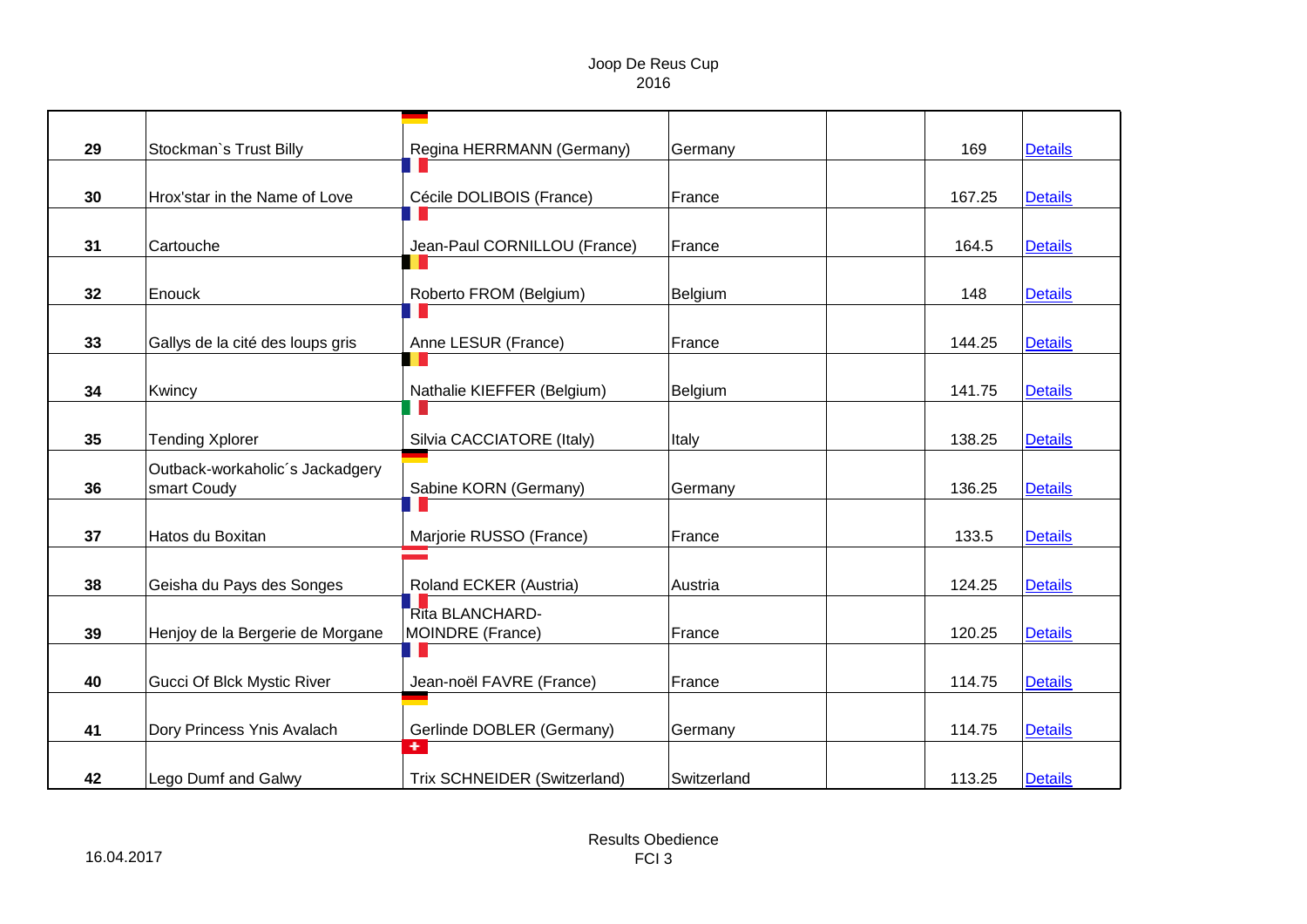Joop De Reus Cup
2016

| | | | | | | |
|---|---|---|---|---|---|---|
| 29 | Stockman`s Trust Billy | Regina HERRMANN (Germany) | Germany | | 169 | Details |
| 30 | Hrox'star in the Name of Love | Cécile DOLIBOIS (France) | France | | 167.25 | Details |
| 31 | Cartouche | Jean-Paul CORNILLOU (France) | France | | 164.5 | Details |
| 32 | Enouck | Roberto FROM (Belgium) | Belgium | | 148 | Details |
| 33 | Gallys de la cité des loups gris | Anne LESUR (France) | France | | 144.25 | Details |
| 34 | Kwincy | Nathalie KIEFFER (Belgium) | Belgium | | 141.75 | Details |
| 35 | Tending Xplorer | Silvia CACCIATORE (Italy) | Italy | | 138.25 | Details |
| 36 | Outback-workaholic´s Jackadgery smart Coudy | Sabine KORN (Germany) | Germany | | 136.25 | Details |
| 37 | Hatos du Boxitan | Marjorie RUSSO (France) | France | | 133.5 | Details |
| 38 | Geisha du Pays des Songes | Roland ECKER (Austria) | Austria | | 124.25 | Details |
| 39 | Henjoy de la Bergerie de Morgane | Rita BLANCHARD-MOINDRE (France) | France | | 120.25 | Details |
| 40 | Gucci Of Blck Mystic River | Jean-noël FAVRE (France) | France | | 114.75 | Details |
| 41 | Dory Princess Ynis Avalach | Gerlinde DOBLER (Germany) | Germany | | 114.75 | Details |
| 42 | Lego Dumf and Galwy | Trix SCHNEIDER (Switzerland) | Switzerland | | 113.25 | Details |

16.04.2017

Results Obedience
FCI 3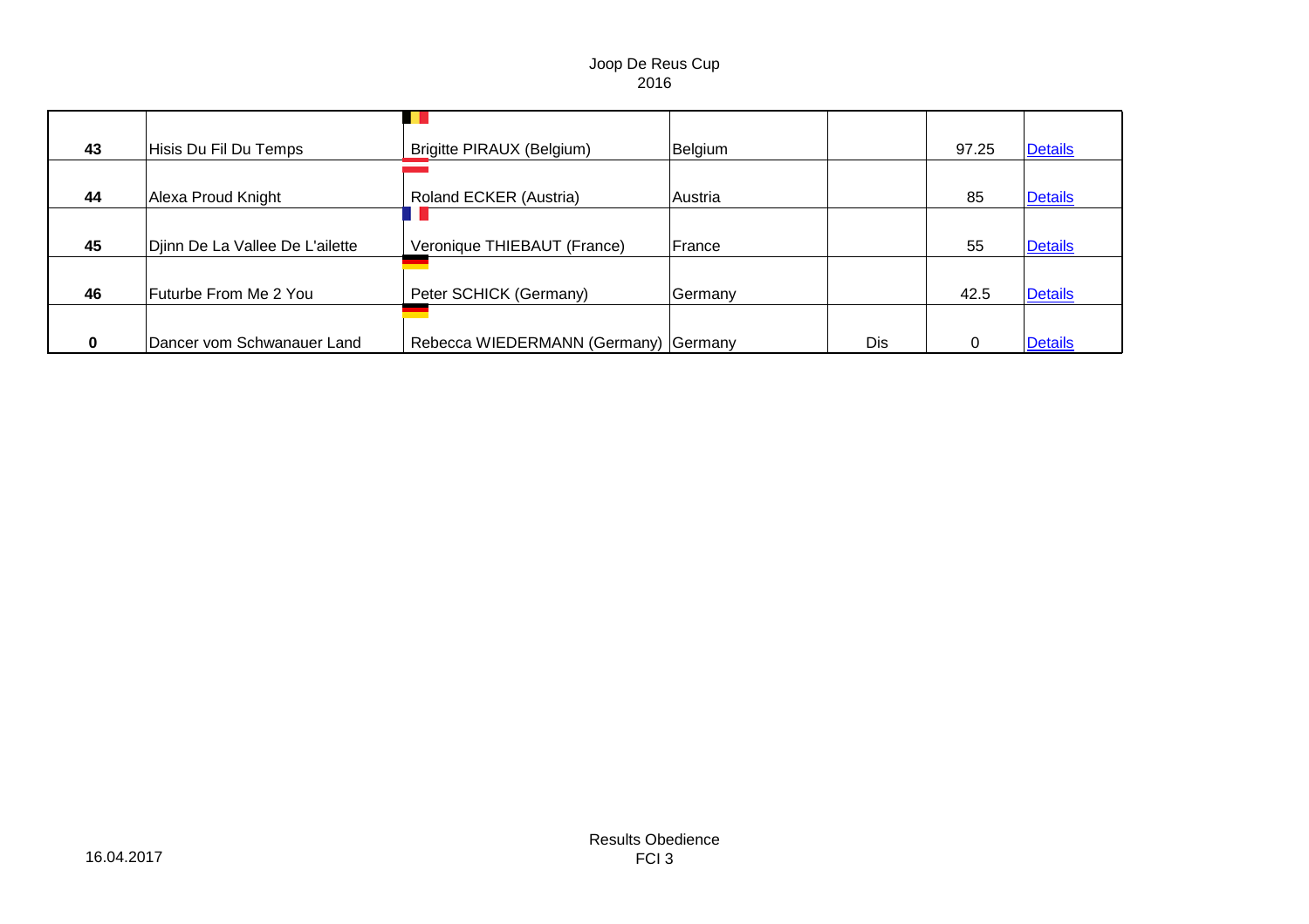Joop De Reus Cup
2016

| | | | | | | |
|---|---|---|---|---|---|---|
| **43** | Hisis Du Fil Du Temps | Brigitte PIRAUX (Belgium) | Belgium | | 97.25 | Details |
| **44** | Alexa Proud Knight | Roland ECKER (Austria) | Austria | | 85 | Details |
| **45** | Djinn De La Vallee De L'ailette | Veronique THIEBAUT (France) | France | | 55 | Details |
| **46** | Futurbe From Me 2 You | Peter SCHICK (Germany) | Germany | | 42.5 | Details |
| **0** | Dancer vom Schwanauer Land | Rebecca WIEDERMANN (Germany) | Germany | Dis | 0 | Details |

16.04.2017

Results Obedience
FCI 3